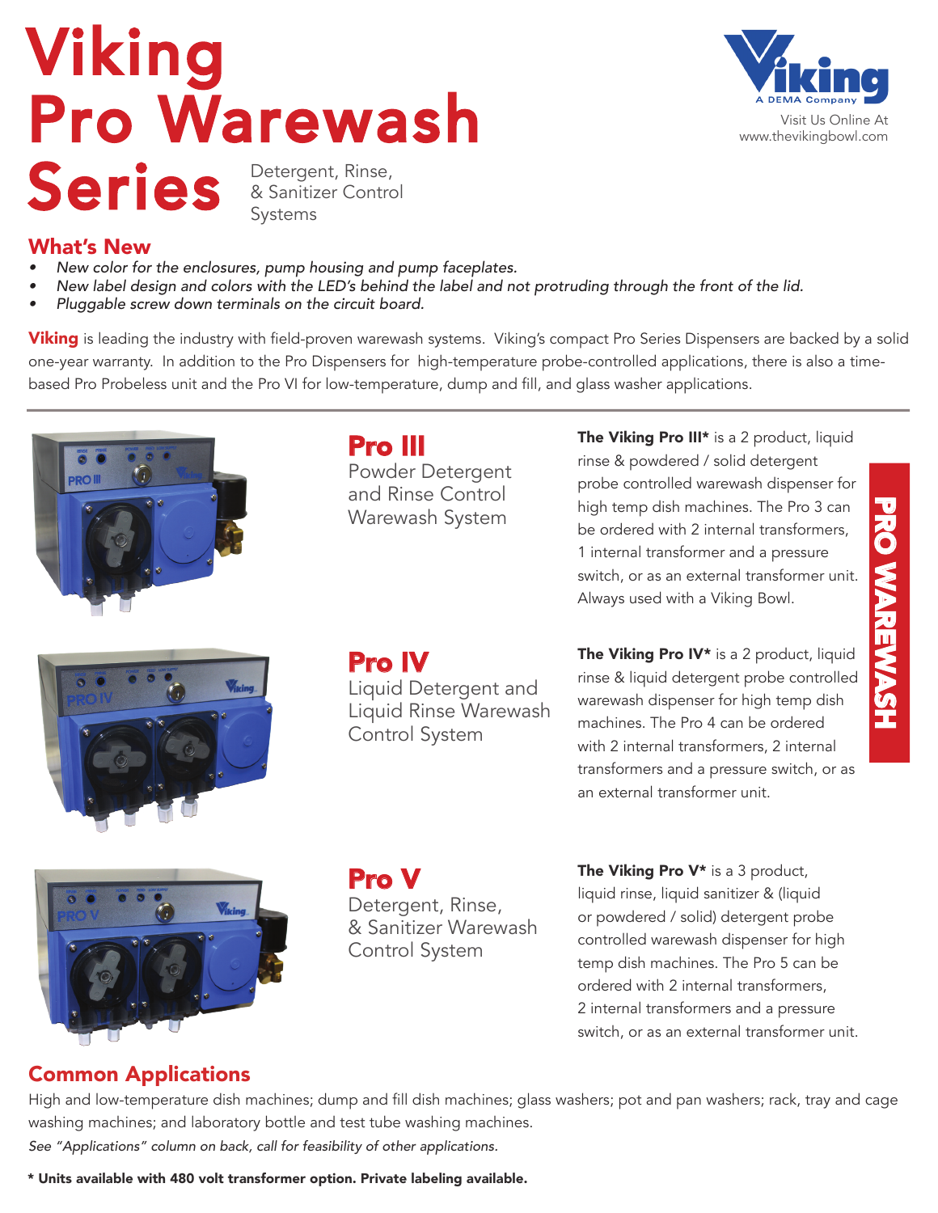# Viking Pro Warewash Series

Detergent, Rinse, & Sanitizer Control Systems

Visit Us Online At www.thevikingbowl.com

## What's New

- *New color for the enclosures, pump housing and pump faceplates.*
- *New label design and colors with the LED's behind the label and not protruding through the front of the lid.*
- *Pluggable screw down terminals on the circuit board.*

**Viking** is leading the industry with field-proven warewash systems. Viking's compact Pro Series Dispensers are backed by a solid one-year warranty. In addition to the Pro Dispensers for high-temperature probe-controlled applications, there is also a time-based Pro Probeless unit and the Pro VI for low-temperature, dump and fill, and glass washer applications.

PRO WAREWASH

## Pro III

Powder Detergent and Rinse Control Warewash System

**The Viking Pro III*** is a 2 product, liquid rinse & powdered / solid detergent probe controlled warewash dispenser for high temp dish machines. The Pro 3 can be ordered with 2 internal transformers, 1 internal transformer and a pressure switch, or as an external transformer unit. Always used with a Viking Bowl.

## Pro IV

Liquid Detergent and Liquid Rinse Warewash Control System

**The Viking Pro IV*** is a 2 product, liquid rinse & liquid detergent probe controlled warewash dispenser for high temp dish machines. The Pro 4 can be ordered with 2 internal transformers, 2 internal transformers and a pressure switch, or as an external transformer unit.

## Pro V

Detergent, Rinse, & Sanitizer Warewash Control System

**The Viking Pro V*** is a 3 product, liquid rinse, liquid sanitizer & (liquid or powdered / solid) detergent probe controlled warewash dispenser for high temp dish machines. The Pro 5 can be ordered with 2 internal transformers, 2 internal transformers and a pressure switch, or as an external transformer unit.

## Common Applications

High and low-temperature dish machines; dump and fill dish machines; glass washers; pot and pan washers; rack, tray and cage washing machines; and laboratory bottle and test tube washing machines.

*See "Applications" column on back, call for feasibility of other applications.*

**\* Units available with 480 volt transformer option. Private labeling available.**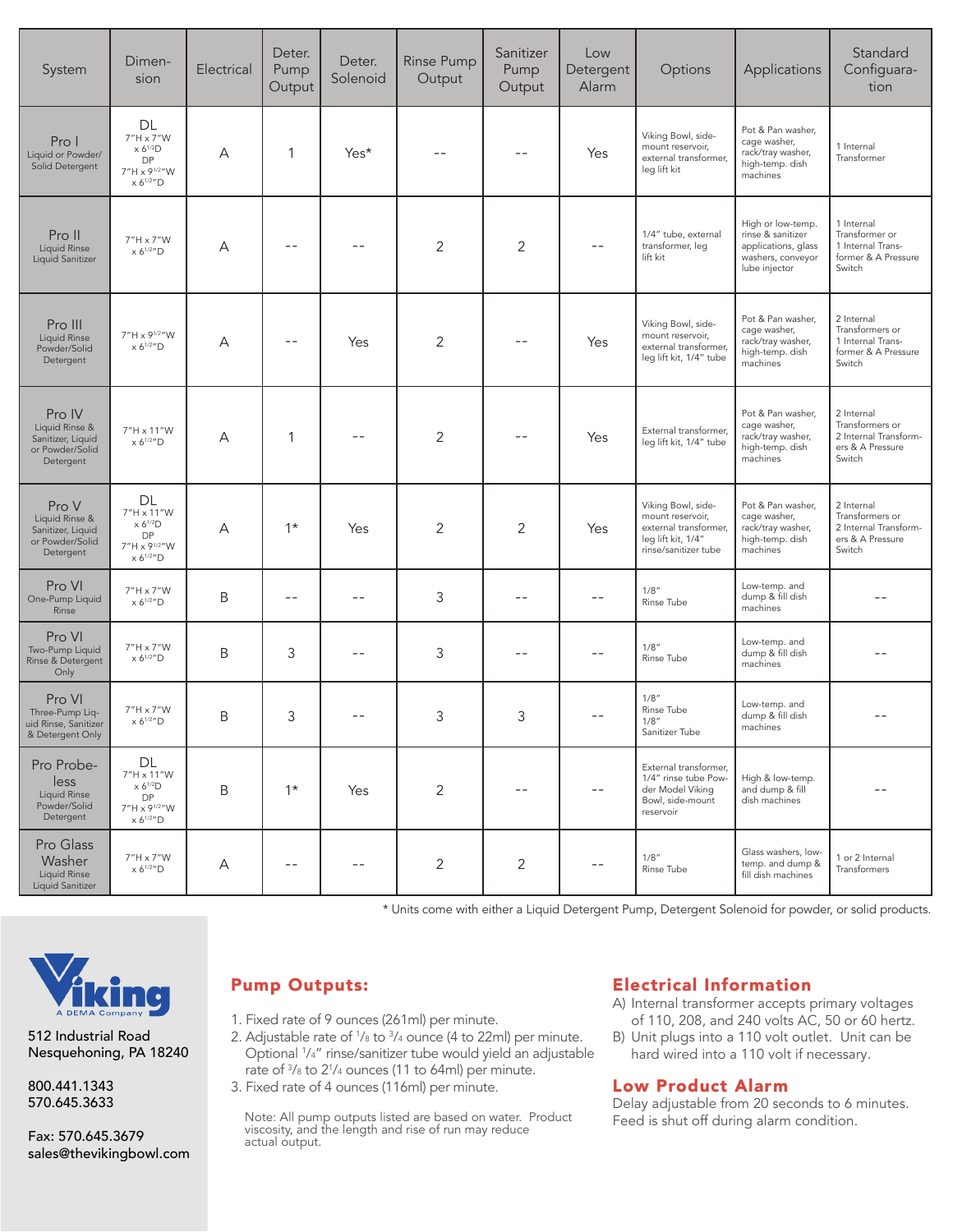| System | Dimension | Electrical | Deter. Pump Output | Deter. Solenoid | Rinse Pump Output | Sanitizer Pump Output | Low Detergent Alarm | Options | Applications | Standard Configuaration |
|---|---|---|---|---|---|---|---|---|---|---|
| Pro I Liquid or Powder/ Solid Detergent | DL 7"H x 7"W x $6^{1/2}$D DP 7"H x $9^{1/2}$"W x $6^{1/2}$"D | A | 1 | Yes* | -- | -- | Yes | Viking Bowl, side-mount reservoir, external transformer, leg lift kit | Pot & Pan washer, cage washer, rack/tray washer, high-temp. dish machines | 1 Internal Transformer |
| Pro II Liquid Rinse Liquid Sanitizer | 7"H x 7"W x $6^{1/2}$"D | A | -- | -- | 2 | 2 | -- | 1/4" tube, external transformer, leg lift kit | High or low-temp. rinse & sanitizer applications, glass washers, conveyor lube injector | 1 Internal Transformer or 1 Internal Transformer & A Pressure Switch |
| Pro III Liquid Rinse Powder/Solid Detergent | 7"H x $9^{1/2}$"W x $6^{1/2}$"D | A | -- | Yes | 2 | -- | Yes | Viking Bowl, side-mount reservoir, external transformer, leg lift kit, 1/4" tube | Pot & Pan washer, cage washer, rack/tray washer, high-temp. dish machines | 2 Internal Transformers or 1 Internal Transformer & A Pressure Switch |
| Pro IV Liquid Rinse & Sanitizer, Liquid or Powder/Solid Detergent | 7"H x 11"W x $6^{1/2}$"D | A | 1 | -- | 2 | -- | Yes | External transformer, leg lift kit, 1/4" tube | Pot & Pan washer, cage washer, rack/tray washer, high-temp. dish machines | 2 Internal Transformers or 2 Internal Transformers & A Pressure Switch |
| Pro V Liquid Rinse & Sanitizer, Liquid or Powder/Solid Detergent | DL 7"H x 11"W x $6^{1/2}$D DP 7"H x $9^{1/2}$"W x $6^{1/2}$"D | A | 1* | Yes | 2 | 2 | Yes | Viking Bowl, side-mount reservoir, external transformer, leg lift kit, 1/4" rinse/sanitizer tube | Pot & Pan washer, cage washer, rack/tray washer, high-temp. dish machines | 2 Internal Transformers or 2 Internal Transformers & A Pressure Switch |
| Pro VI One-Pump Liquid Rinse | 7"H x 7"W x $6^{1/2}$"D | B | -- | -- | 3 | -- | -- | 1/8" Rinse Tube | Low-temp. and dump & fill dish machines | -- |
| Pro VI Two-Pump Liquid Rinse & Detergent Only | 7"H x 7"W x $6^{1/2}$"D | B | 3 | -- | 3 | -- | -- | 1/8" Rinse Tube | Low-temp. and dump & fill dish machines | -- |
| Pro VI Three-Pump Liquid Rinse, Sanitizer & Detergent Only | 7"H x 7"W x $6^{1/2}$"D | B | 3 | -- | 3 | 3 | -- | 1/8" Rinse Tube 1/8" Sanitizer Tube | Low-temp. and dump & fill dish machines | -- |
| Pro Probeless Liquid Rinse Powder/Solid Detergent | DL 7"H x 11"W x $6^{1/2}$D DP 7"H x $9^{1/2}$"W x $6^{1/2}$"D | B | 1* | Yes | 2 | -- | -- | External transformer, 1/4" rinse tube Powder Model Viking Bowl, side-mount reservoir | High & low-temp. and dump & fill dish machines | -- |
| Pro Glass Washer Liquid Rinse Liquid Sanitizer | 7"H x 7"W x $6^{1/2}$"D | A | -- | -- | 2 | 2 | -- | 1/8" Rinse Tube | Glass washers, low-temp. and dump & fill dish machines | 1 or 2 Internal Transformers |

\* Units come with either a Liquid Detergent Pump, Detergent Solenoid for powder, or solid products.

Viking
A DEMA Company

512 Industrial Road
Nesquehoning, PA 18240

800.441.1343
570.645.3633

Fax: 570.645.3679
sales@thevikingbowl.com

## Pump Outputs:

1. Fixed rate of 9 ounces (261ml) per minute.
2. Adjustable rate of $^1/_8$ to $^3/_4$ ounce (4 to 22ml) per minute. Optional $^1/_4$" rinse/sanitizer tube would yield an adjustable rate of $^3/_8$ to $2^1/_4$ ounces (11 to 64ml) per minute.
3. Fixed rate of 4 ounces (116ml) per minute.

Note: All pump outputs listed are based on water. Product viscosity, and the length and rise of run may reduce actual output.

## Electrical Information

A) Internal transformer accepts primary voltages of 110, 208, and 240 volts AC, 50 or 60 hertz.
B) Unit plugs into a 110 volt outlet. Unit can be hard wired into a 110 volt if necessary.

## Low Product Alarm

Delay adjustable from 20 seconds to 6 minutes. Feed is shut off during alarm condition.